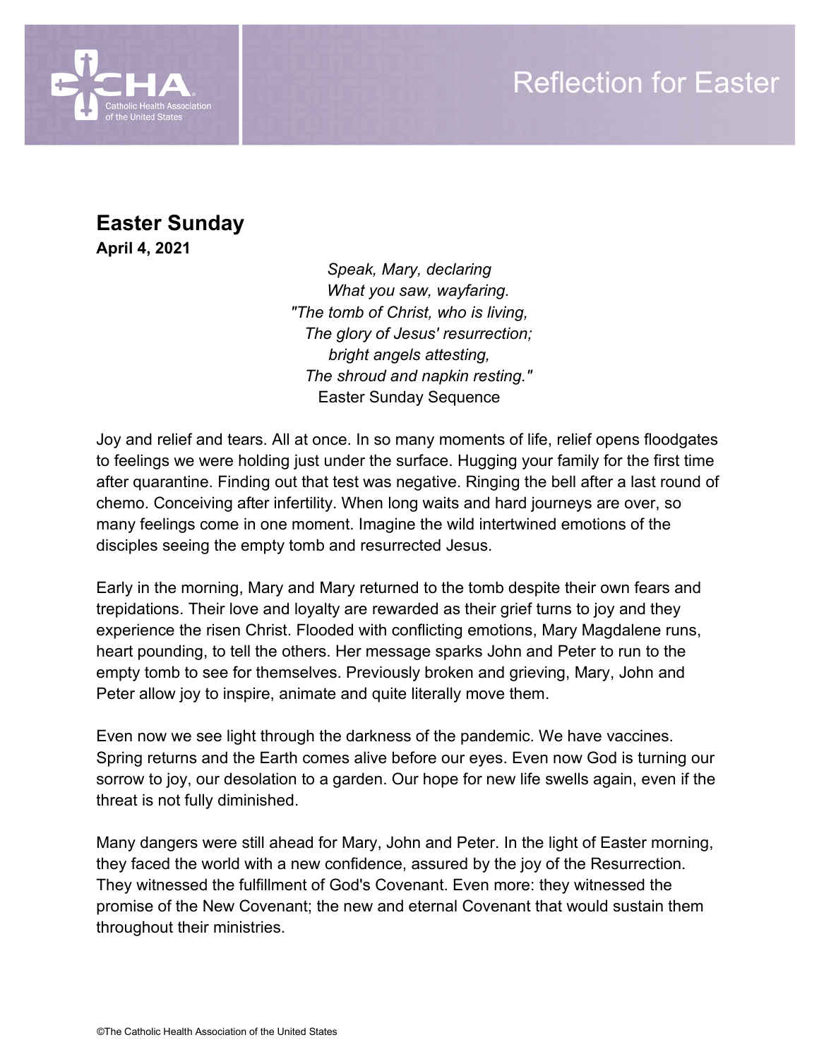# Reflection for Easter

## Easter Sunday

**April 4, 2021**

*Speak, Mary, declaring*
*What you saw, wayfaring.*
*"The tomb of Christ, who is living,*
*The glory of Jesus' resurrection;*
*bright angels attesting,*
*The shroud and napkin resting."*
Easter Sunday Sequence

Joy and relief and tears. All at once. In so many moments of life, relief opens floodgates to feelings we were holding just under the surface. Hugging your family for the first time after quarantine. Finding out that test was negative. Ringing the bell after a last round of chemo. Conceiving after infertility. When long waits and hard journeys are over, so many feelings come in one moment. Imagine the wild intertwined emotions of the disciples seeing the empty tomb and resurrected Jesus.

Early in the morning, Mary and Mary returned to the tomb despite their own fears and trepidations. Their love and loyalty are rewarded as their grief turns to joy and they experience the risen Christ. Flooded with conflicting emotions, Mary Magdalene runs, heart pounding, to tell the others. Her message sparks John and Peter to run to the empty tomb to see for themselves. Previously broken and grieving, Mary, John and Peter allow joy to inspire, animate and quite literally move them.

Even now we see light through the darkness of the pandemic. We have vaccines. Spring returns and the Earth comes alive before our eyes. Even now God is turning our sorrow to joy, our desolation to a garden. Our hope for new life swells again, even if the threat is not fully diminished.

Many dangers were still ahead for Mary, John and Peter. In the light of Easter morning, they faced the world with a new confidence, assured by the joy of the Resurrection. They witnessed the fulfillment of God's Covenant. Even more: they witnessed the promise of the New Covenant; the new and eternal Covenant that would sustain them throughout their ministries.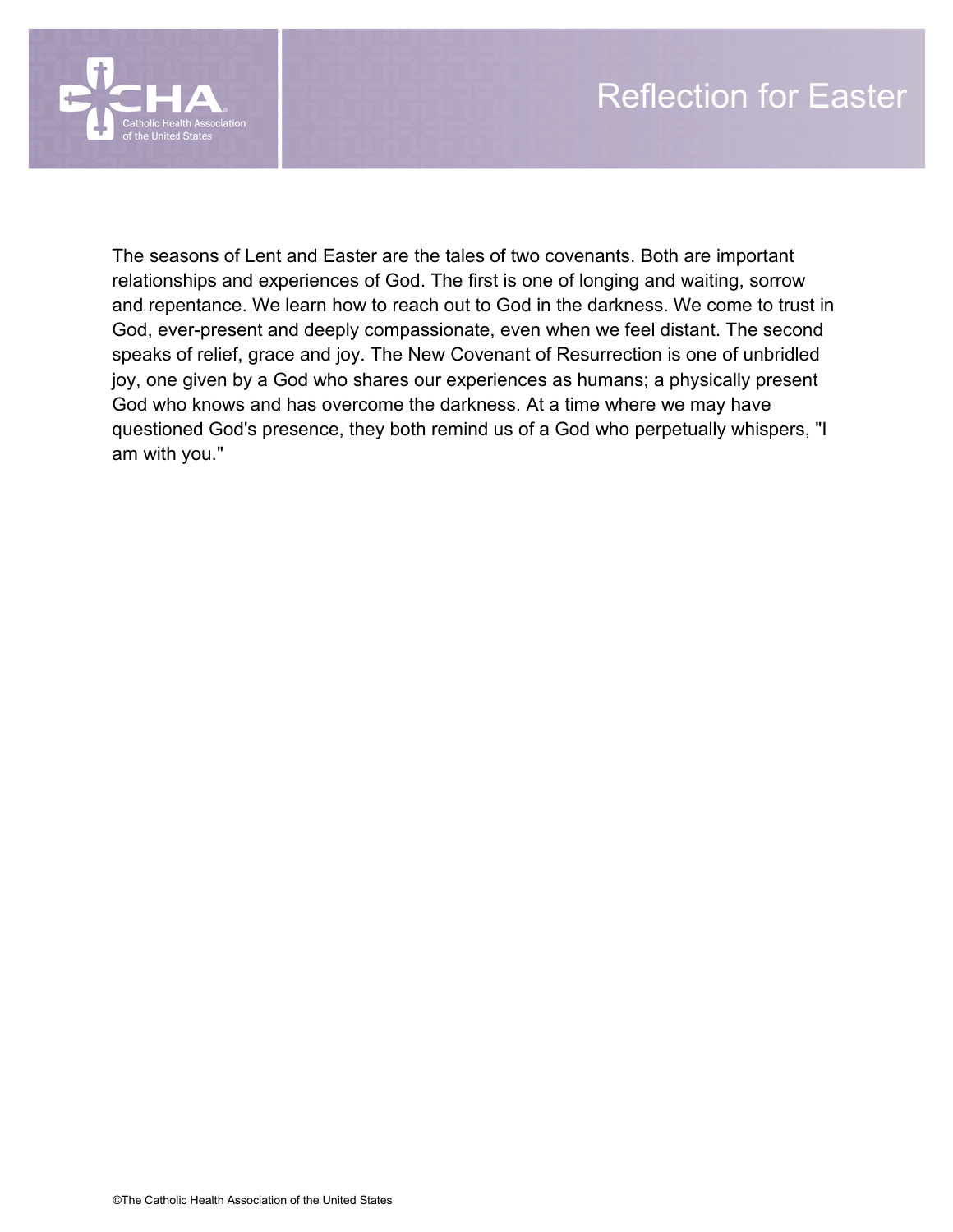# Reflection for Easter

The seasons of Lent and Easter are the tales of two covenants. Both are important relationships and experiences of God. The first is one of longing and waiting, sorrow and repentance. We learn how to reach out to God in the darkness. We come to trust in God, ever-present and deeply compassionate, even when we feel distant. The second speaks of relief, grace and joy. The New Covenant of Resurrection is one of unbridled joy, one given by a God who shares our experiences as humans; a physically present God who knows and has overcome the darkness. At a time where we may have questioned God's presence, they both remind us of a God who perpetually whispers, "I am with you."